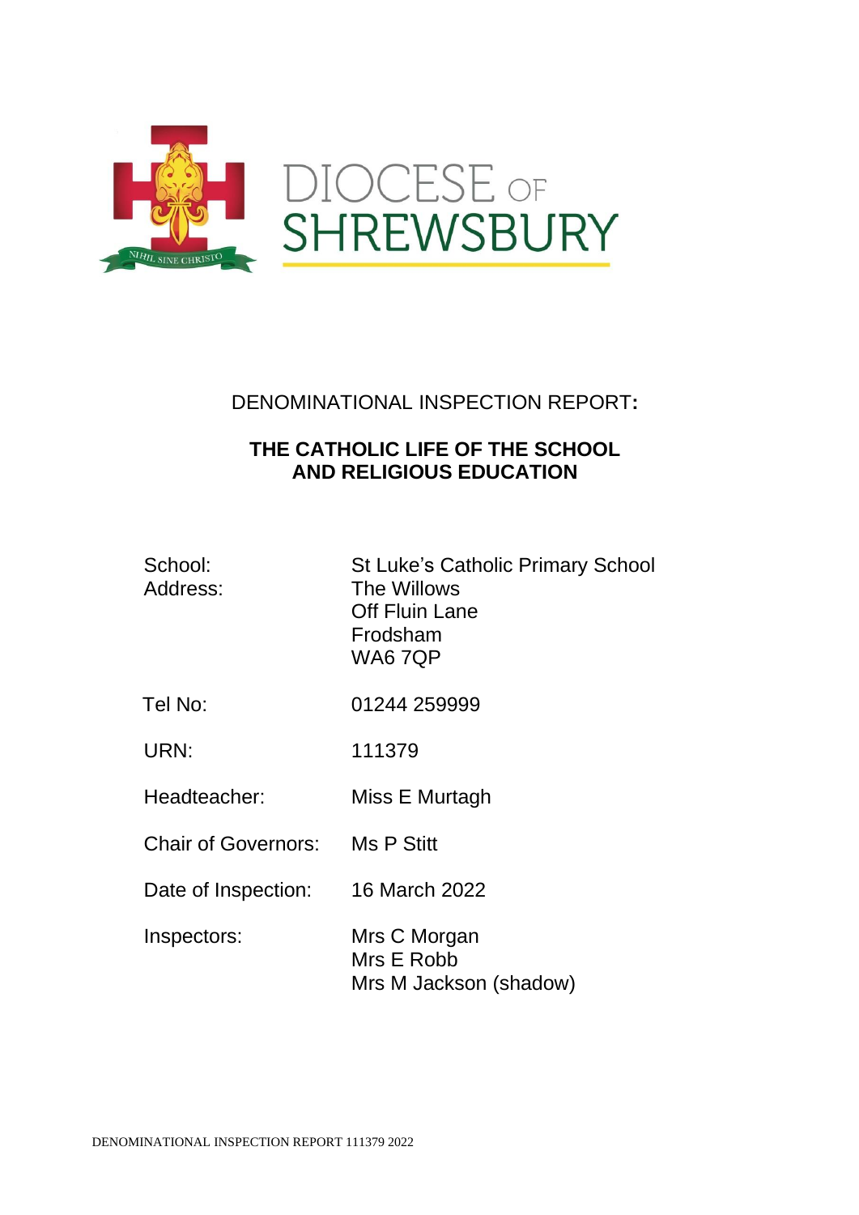DIOCESE OF SHREWSBURY

NIHIL SINE CHRISTO

## DENOMINATIONAL INSPECTION REPORT:

### THE CATHOLIC LIFE OF THE SCHOOL AND RELIGIOUS EDUCATION

| | |
|---|---|
| School: | St Luke's Catholic Primary School |
| Address: | The Willows<br>Off Fluin Lane<br>Frodsham<br>WA6 7QP |
| Tel No: | 01244 259999 |
| URN: | 111379 |
| Headteacher: | Miss E Murtagh |
| Chair of Governors: | Ms P Stitt |
| Date of Inspection: | 16 March 2022 |
| Inspectors: | Mrs C Morgan<br>Mrs E Robb<br>Mrs M Jackson (shadow) |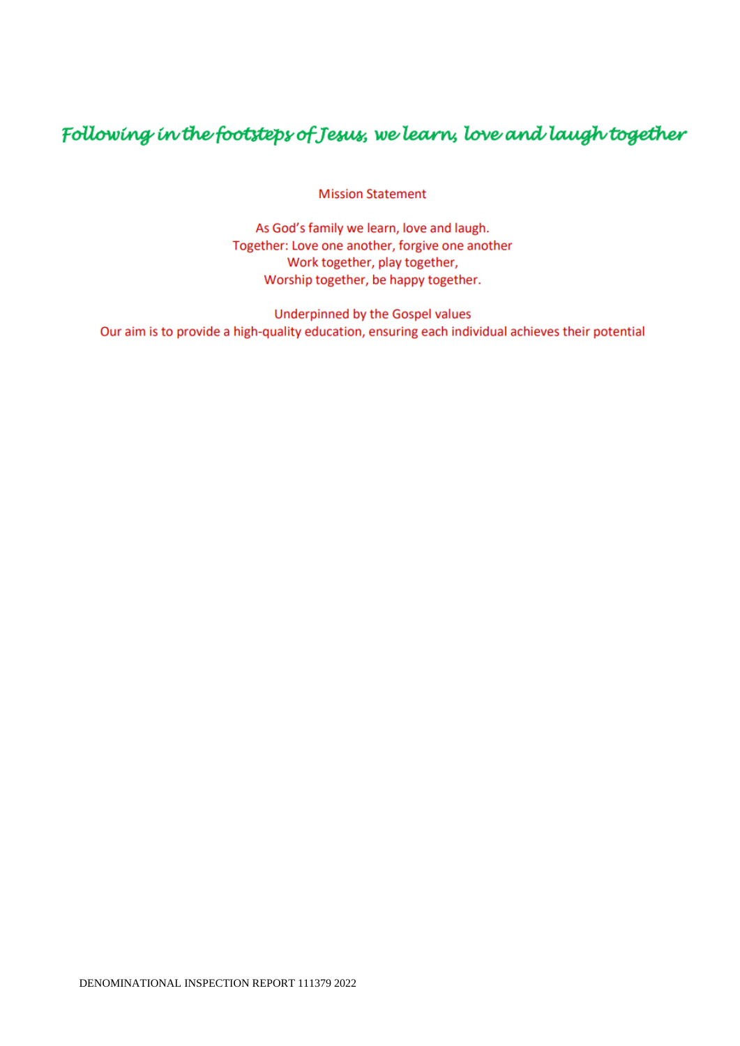*Following in the footsteps of Jesus, we learn, love and laugh together*

Mission Statement

As God's family we learn, love and laugh.
Together: Love one another, forgive one another
Work together, play together,
Worship together, be happy together.

Underpinned by the Gospel values
Our aim is to provide a high-quality education, ensuring each individual achieves their potential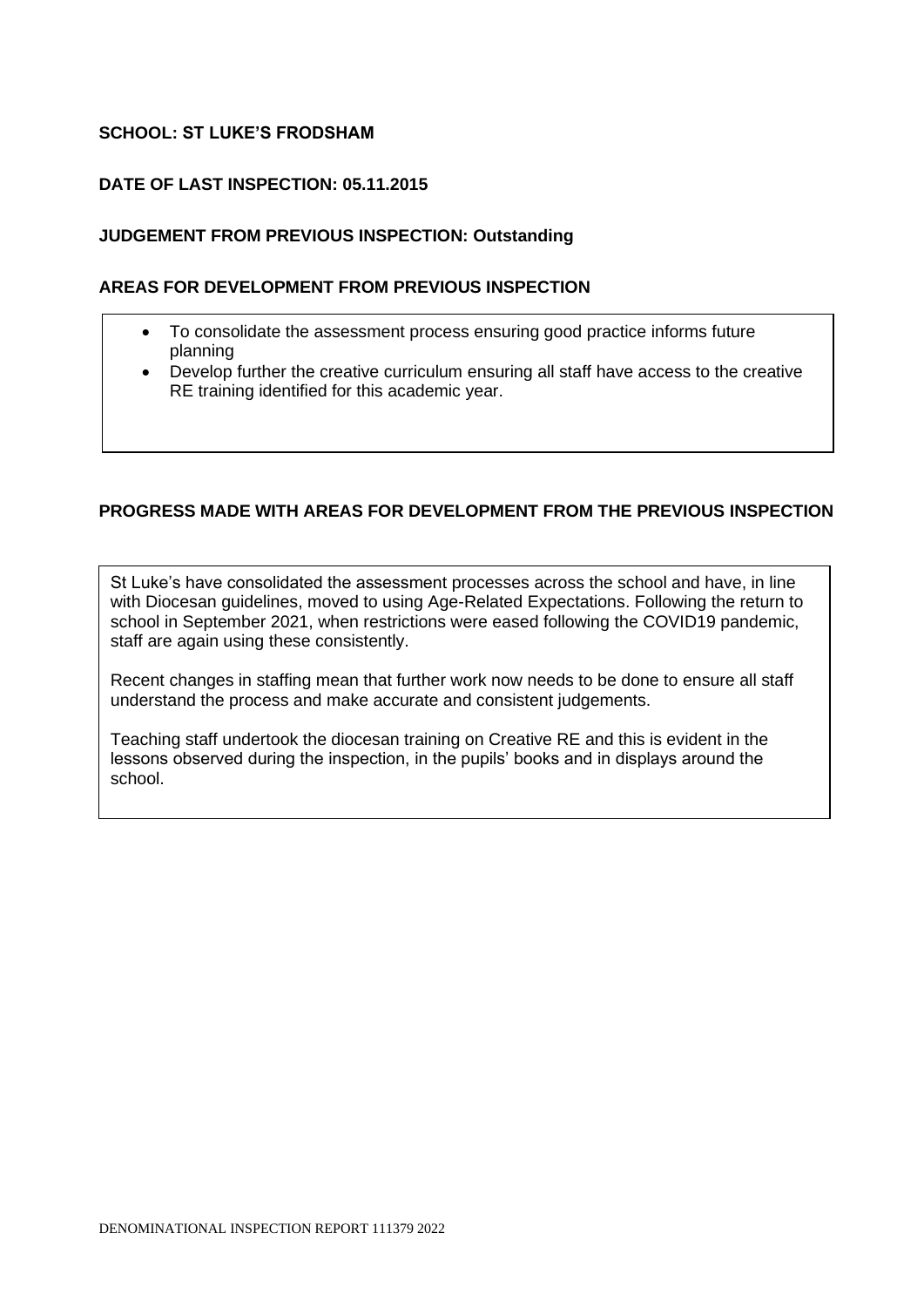**SCHOOL: ST LUKE'S FRODSHAM**

**DATE OF LAST INSPECTION: 05.11.2015**

**JUDGEMENT FROM PREVIOUS INSPECTION: Outstanding**

**AREAS FOR DEVELOPMENT FROM PREVIOUS INSPECTION**

- To consolidate the assessment process ensuring good practice informs future planning
- Develop further the creative curriculum ensuring all staff have access to the creative RE training identified for this academic year.

**PROGRESS MADE WITH AREAS FOR DEVELOPMENT FROM THE PREVIOUS INSPECTION**

St Luke's have consolidated the assessment processes across the school and have, in line with Diocesan guidelines, moved to using Age-Related Expectations. Following the return to school in September 2021, when restrictions were eased following the COVID19 pandemic, staff are again using these consistently.

Recent changes in staffing mean that further work now needs to be done to ensure all staff understand the process and make accurate and consistent judgements.

Teaching staff undertook the diocesan training on Creative RE and this is evident in the lessons observed during the inspection, in the pupils' books and in displays around the school.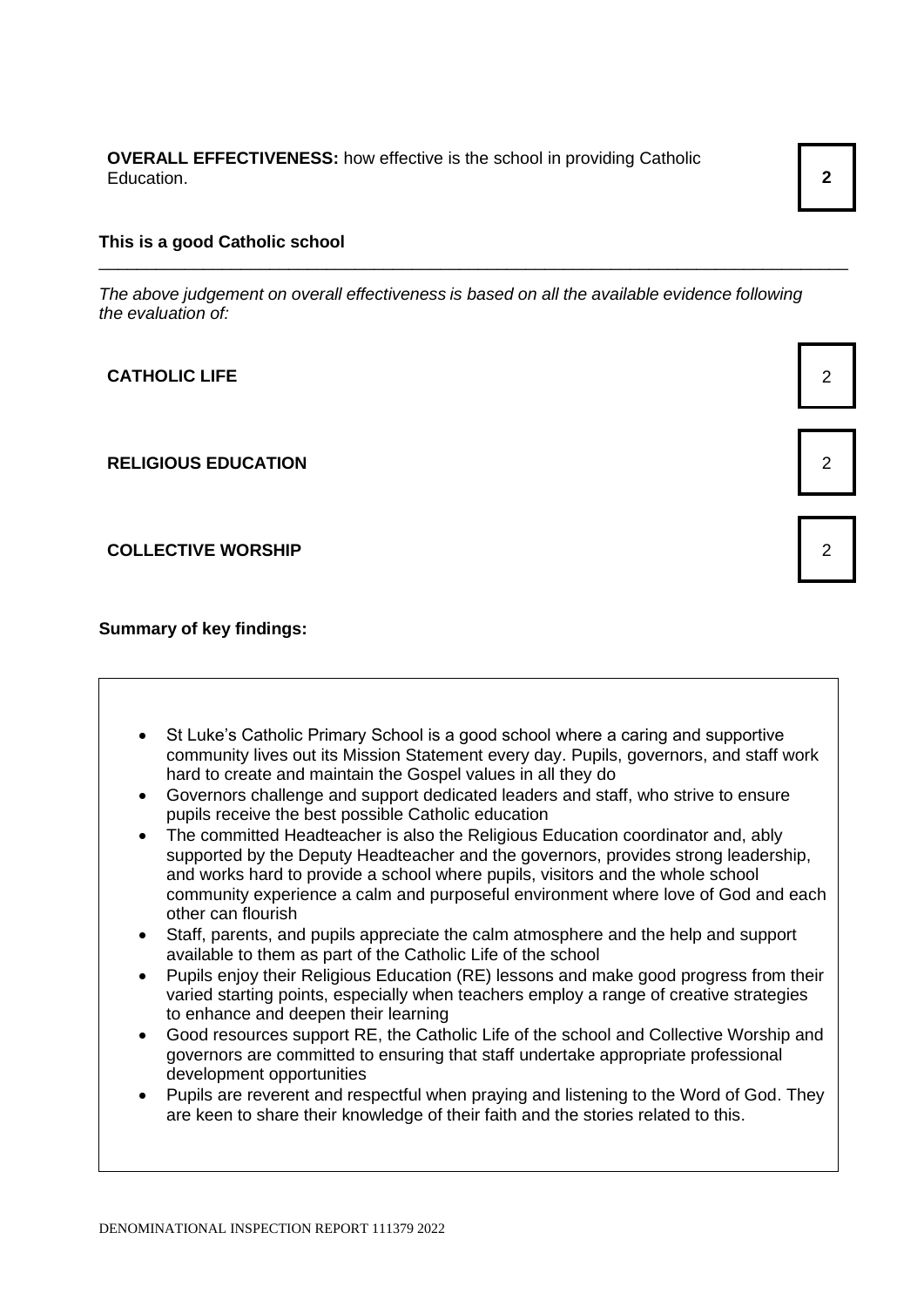**OVERALL EFFECTIVENESS:** how effective is the school in providing Catholic Education. **2**

**This is a good Catholic school**

---

*The above judgement on overall effectiveness is based on all the available evidence following the evaluation of:*

| | |
|---|---|
| **CATHOLIC LIFE** | 2 |
| **RELIGIOUS EDUCATION** | 2 |
| **COLLECTIVE WORSHIP** | 2 |

**Summary of key findings:**

- St Luke's Catholic Primary School is a good school where a caring and supportive community lives out its Mission Statement every day. Pupils, governors, and staff work hard to create and maintain the Gospel values in all they do
- Governors challenge and support dedicated leaders and staff, who strive to ensure pupils receive the best possible Catholic education
- The committed Headteacher is also the Religious Education coordinator and, ably supported by the Deputy Headteacher and the governors, provides strong leadership, and works hard to provide a school where pupils, visitors and the whole school community experience a calm and purposeful environment where love of God and each other can flourish
- Staff, parents, and pupils appreciate the calm atmosphere and the help and support available to them as part of the Catholic Life of the school
- Pupils enjoy their Religious Education (RE) lessons and make good progress from their varied starting points, especially when teachers employ a range of creative strategies to enhance and deepen their learning
- Good resources support RE, the Catholic Life of the school and Collective Worship and governors are committed to ensuring that staff undertake appropriate professional development opportunities
- Pupils are reverent and respectful when praying and listening to the Word of God. They are keen to share their knowledge of their faith and the stories related to this.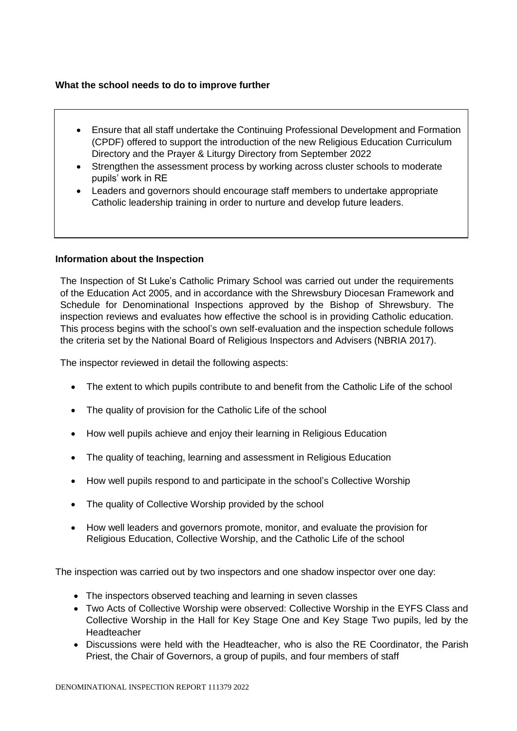**What the school needs to do to improve further**

- Ensure that all staff undertake the Continuing Professional Development and Formation (CPDF) offered to support the introduction of the new Religious Education Curriculum Directory and the Prayer & Liturgy Directory from September 2022
- Strengthen the assessment process by working across cluster schools to moderate pupils' work in RE
- Leaders and governors should encourage staff members to undertake appropriate Catholic leadership training in order to nurture and develop future leaders.

**Information about the Inspection**

The Inspection of St Luke's Catholic Primary School was carried out under the requirements of the Education Act 2005, and in accordance with the Shrewsbury Diocesan Framework and Schedule for Denominational Inspections approved by the Bishop of Shrewsbury. The inspection reviews and evaluates how effective the school is in providing Catholic education. This process begins with the school's own self-evaluation and the inspection schedule follows the criteria set by the National Board of Religious Inspectors and Advisers (NBRIA 2017).

The inspector reviewed in detail the following aspects:

- The extent to which pupils contribute to and benefit from the Catholic Life of the school
- The quality of provision for the Catholic Life of the school
- How well pupils achieve and enjoy their learning in Religious Education
- The quality of teaching, learning and assessment in Religious Education
- How well pupils respond to and participate in the school's Collective Worship
- The quality of Collective Worship provided by the school
- How well leaders and governors promote, monitor, and evaluate the provision for Religious Education, Collective Worship, and the Catholic Life of the school

The inspection was carried out by two inspectors and one shadow inspector over one day:

- The inspectors observed teaching and learning in seven classes
- Two Acts of Collective Worship were observed: Collective Worship in the EYFS Class and Collective Worship in the Hall for Key Stage One and Key Stage Two pupils, led by the Headteacher
- Discussions were held with the Headteacher, who is also the RE Coordinator, the Parish Priest, the Chair of Governors, a group of pupils, and four members of staff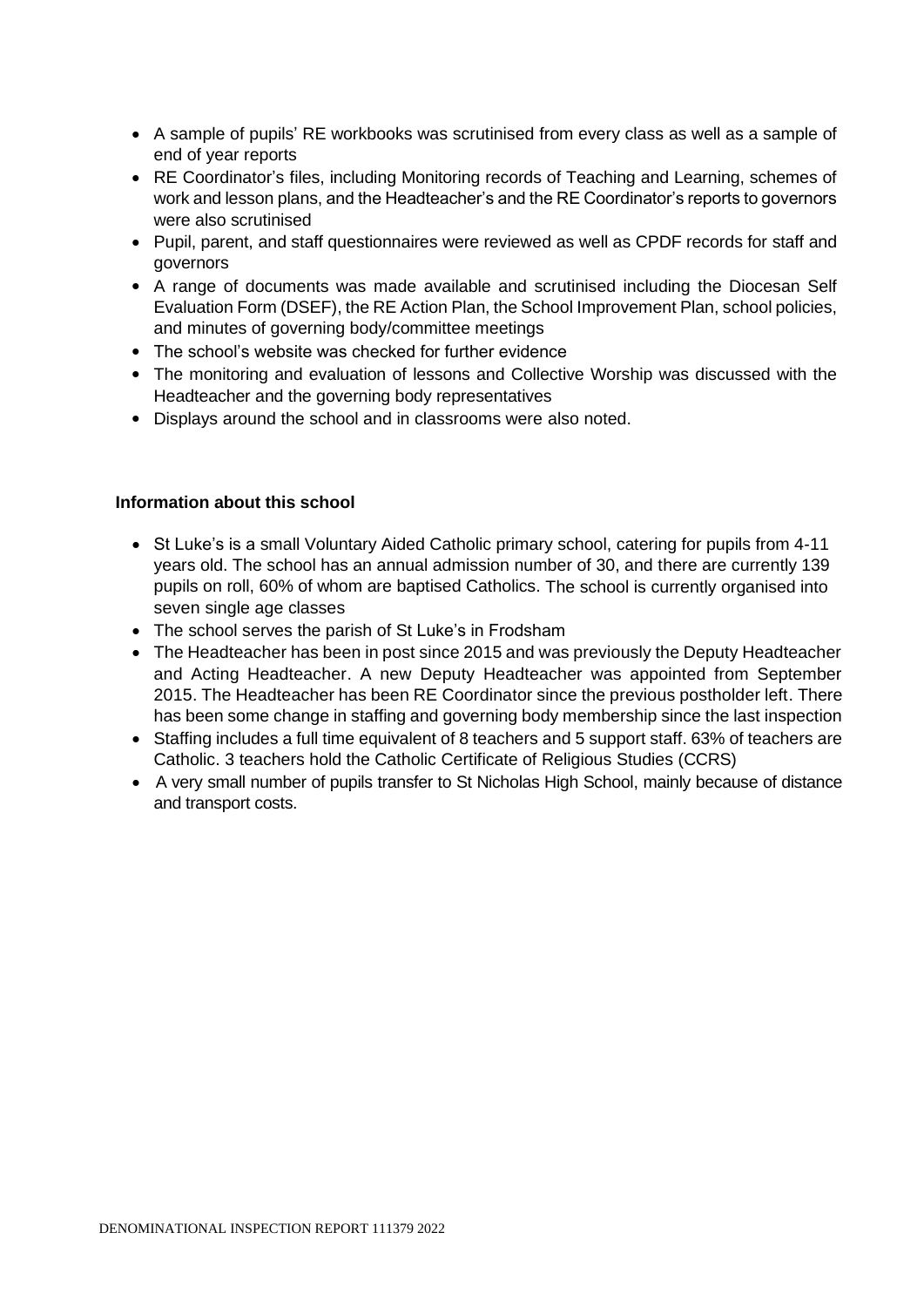- A sample of pupils' RE workbooks was scrutinised from every class as well as a sample of end of year reports
- RE Coordinator's files, including Monitoring records of Teaching and Learning, schemes of work and lesson plans, and the Headteacher's and the RE Coordinator's reports to governors were also scrutinised
- Pupil, parent, and staff questionnaires were reviewed as well as CPDF records for staff and governors
- A range of documents was made available and scrutinised including the Diocesan Self Evaluation Form (DSEF), the RE Action Plan, the School Improvement Plan, school policies, and minutes of governing body/committee meetings
- The school's website was checked for further evidence
- The monitoring and evaluation of lessons and Collective Worship was discussed with the Headteacher and the governing body representatives
- Displays around the school and in classrooms were also noted.

**Information about this school**

- St Luke's is a small Voluntary Aided Catholic primary school, catering for pupils from 4-11 years old. The school has an annual admission number of 30, and there are currently 139 pupils on roll, 60% of whom are baptised Catholics. The school is currently organised into seven single age classes
- The school serves the parish of St Luke's in Frodsham
- The Headteacher has been in post since 2015 and was previously the Deputy Headteacher and Acting Headteacher. A new Deputy Headteacher was appointed from September 2015. The Headteacher has been RE Coordinator since the previous postholder left. There has been some change in staffing and governing body membership since the last inspection
- Staffing includes a full time equivalent of 8 teachers and 5 support staff. 63% of teachers are Catholic. 3 teachers hold the Catholic Certificate of Religious Studies (CCRS)
- A very small number of pupils transfer to St Nicholas High School, mainly because of distance and transport costs.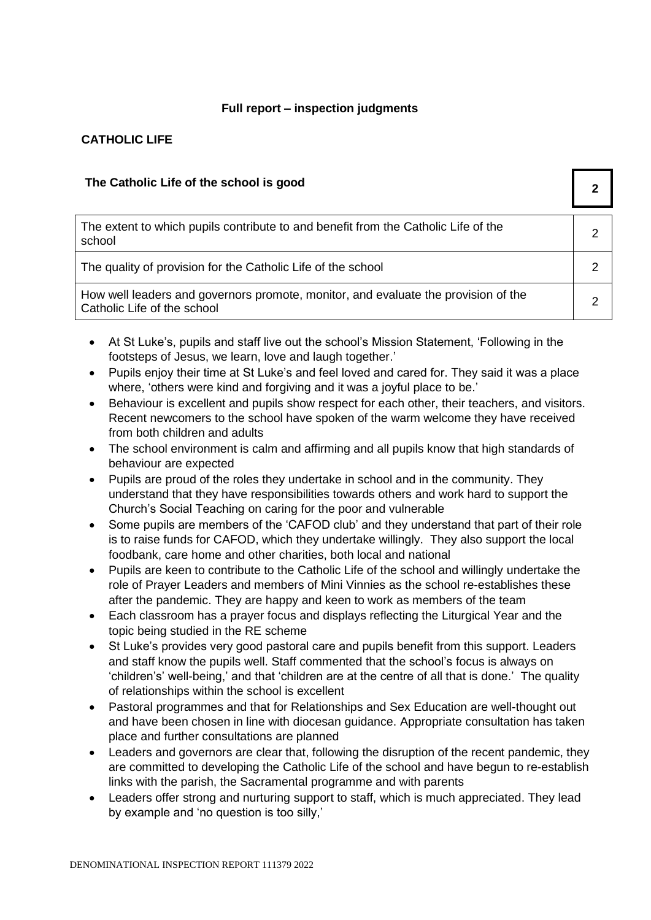**Full report – inspection judgments**

## CATHOLIC LIFE

| The Catholic Life of the school is good | 2 |
|---|---|
| The extent to which pupils contribute to and benefit from the Catholic Life of the school | 2 |
| The quality of provision for the Catholic Life of the school | 2 |
| How well leaders and governors promote, monitor, and evaluate the provision of the Catholic Life of the school | 2 |

- At St Luke's, pupils and staff live out the school's Mission Statement, 'Following in the footsteps of Jesus, we learn, love and laugh together.'
- Pupils enjoy their time at St Luke's and feel loved and cared for. They said it was a place where, 'others were kind and forgiving and it was a joyful place to be.'
- Behaviour is excellent and pupils show respect for each other, their teachers, and visitors. Recent newcomers to the school have spoken of the warm welcome they have received from both children and adults
- The school environment is calm and affirming and all pupils know that high standards of behaviour are expected
- Pupils are proud of the roles they undertake in school and in the community. They understand that they have responsibilities towards others and work hard to support the Church's Social Teaching on caring for the poor and vulnerable
- Some pupils are members of the 'CAFOD club' and they understand that part of their role is to raise funds for CAFOD, which they undertake willingly. They also support the local foodbank, care home and other charities, both local and national
- Pupils are keen to contribute to the Catholic Life of the school and willingly undertake the role of Prayer Leaders and members of Mini Vinnies as the school re-establishes these after the pandemic. They are happy and keen to work as members of the team
- Each classroom has a prayer focus and displays reflecting the Liturgical Year and the topic being studied in the RE scheme
- St Luke's provides very good pastoral care and pupils benefit from this support. Leaders and staff know the pupils well. Staff commented that the school's focus is always on 'children's' well-being,' and that 'children are at the centre of all that is done.' The quality of relationships within the school is excellent
- Pastoral programmes and that for Relationships and Sex Education are well-thought out and have been chosen in line with diocesan guidance. Appropriate consultation has taken place and further consultations are planned
- Leaders and governors are clear that, following the disruption of the recent pandemic, they are committed to developing the Catholic Life of the school and have begun to re-establish links with the parish, the Sacramental programme and with parents
- Leaders offer strong and nurturing support to staff, which is much appreciated. They lead by example and 'no question is too silly,'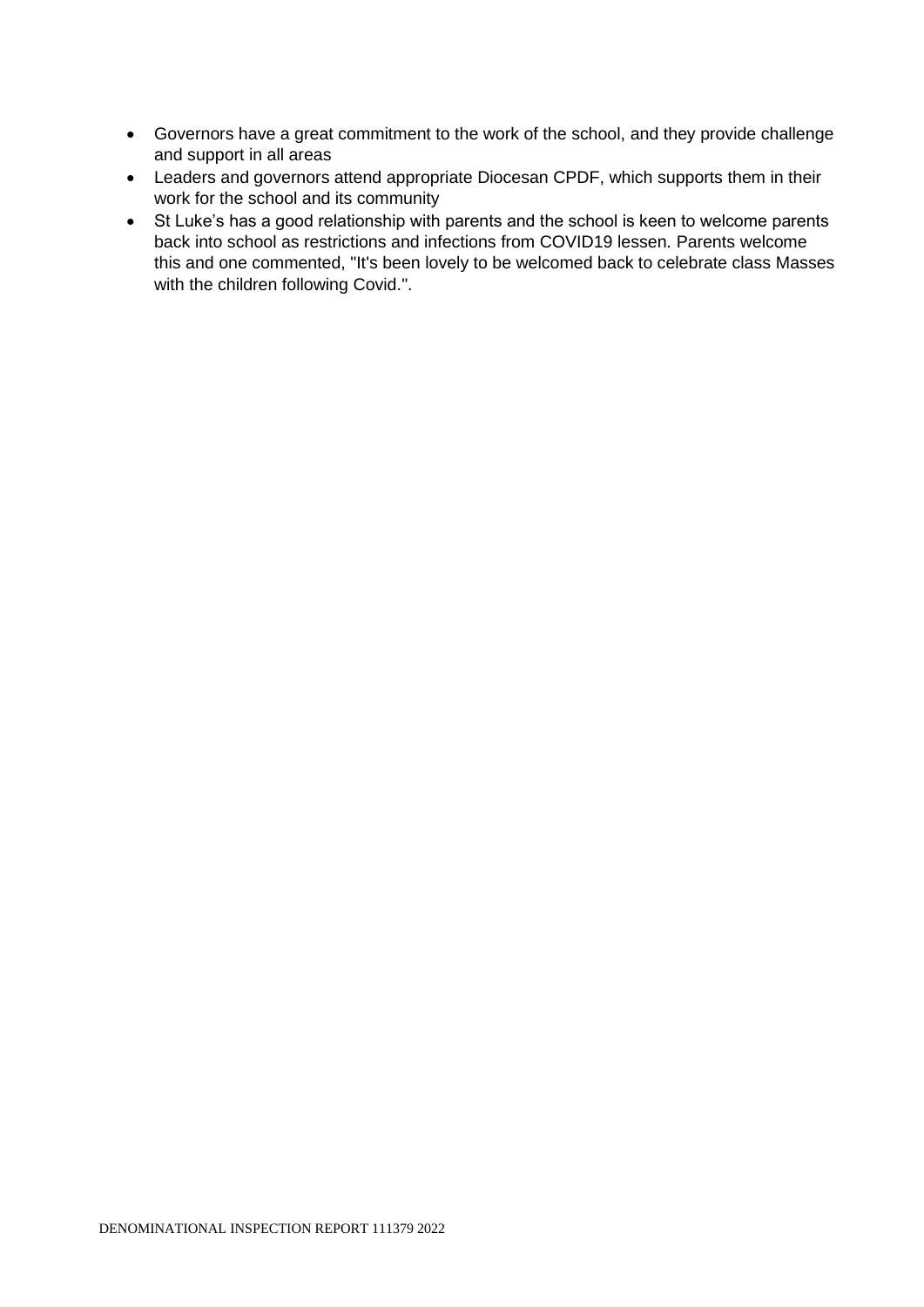- Governors have a great commitment to the work of the school, and they provide challenge and support in all areas
- Leaders and governors attend appropriate Diocesan CPDF, which supports them in their work for the school and its community
- St Luke's has a good relationship with parents and the school is keen to welcome parents back into school as restrictions and infections from COVID19 lessen. Parents welcome this and one commented, "It's been lovely to be welcomed back to celebrate class Masses with the children following Covid.".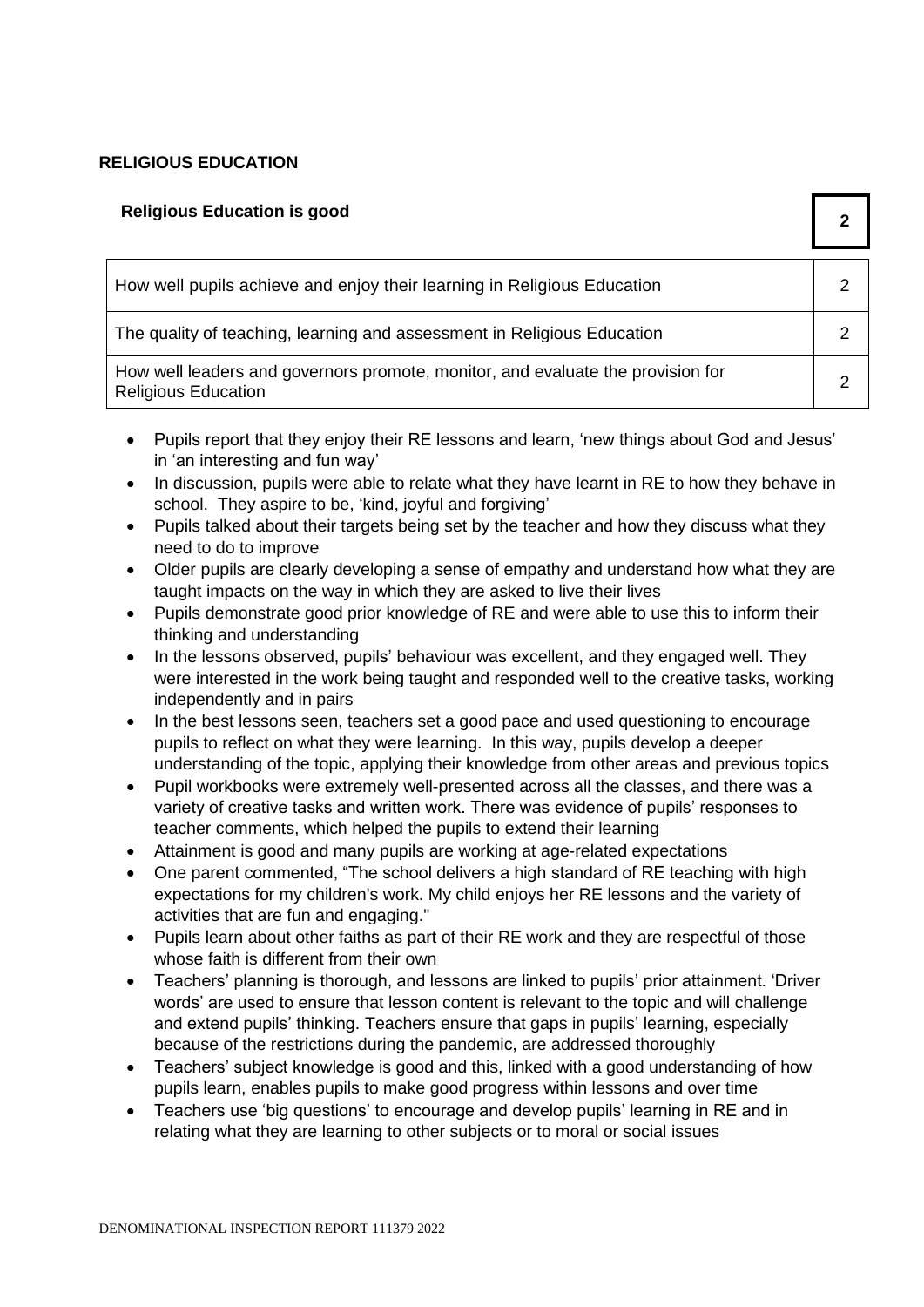## RELIGIOUS EDUCATION

| Religious Education is good | 2 |
|---|---|
| How well pupils achieve and enjoy their learning in Religious Education | 2 |
| The quality of teaching, learning and assessment in Religious Education | 2 |
| How well leaders and governors promote, monitor, and evaluate the provision for Religious Education | 2 |

- Pupils report that they enjoy their RE lessons and learn, 'new things about God and Jesus' in 'an interesting and fun way'
- In discussion, pupils were able to relate what they have learnt in RE to how they behave in school. They aspire to be, 'kind, joyful and forgiving'
- Pupils talked about their targets being set by the teacher and how they discuss what they need to do to improve
- Older pupils are clearly developing a sense of empathy and understand how what they are taught impacts on the way in which they are asked to live their lives
- Pupils demonstrate good prior knowledge of RE and were able to use this to inform their thinking and understanding
- In the lessons observed, pupils' behaviour was excellent, and they engaged well. They were interested in the work being taught and responded well to the creative tasks, working independently and in pairs
- In the best lessons seen, teachers set a good pace and used questioning to encourage pupils to reflect on what they were learning. In this way, pupils develop a deeper understanding of the topic, applying their knowledge from other areas and previous topics
- Pupil workbooks were extremely well-presented across all the classes, and there was a variety of creative tasks and written work. There was evidence of pupils' responses to teacher comments, which helped the pupils to extend their learning
- Attainment is good and many pupils are working at age-related expectations
- One parent commented, "The school delivers a high standard of RE teaching with high expectations for my children's work. My child enjoys her RE lessons and the variety of activities that are fun and engaging."
- Pupils learn about other faiths as part of their RE work and they are respectful of those whose faith is different from their own
- Teachers' planning is thorough, and lessons are linked to pupils' prior attainment. 'Driver words' are used to ensure that lesson content is relevant to the topic and will challenge and extend pupils' thinking. Teachers ensure that gaps in pupils' learning, especially because of the restrictions during the pandemic, are addressed thoroughly
- Teachers' subject knowledge is good and this, linked with a good understanding of how pupils learn, enables pupils to make good progress within lessons and over time
- Teachers use 'big questions' to encourage and develop pupils' learning in RE and in relating what they are learning to other subjects or to moral or social issues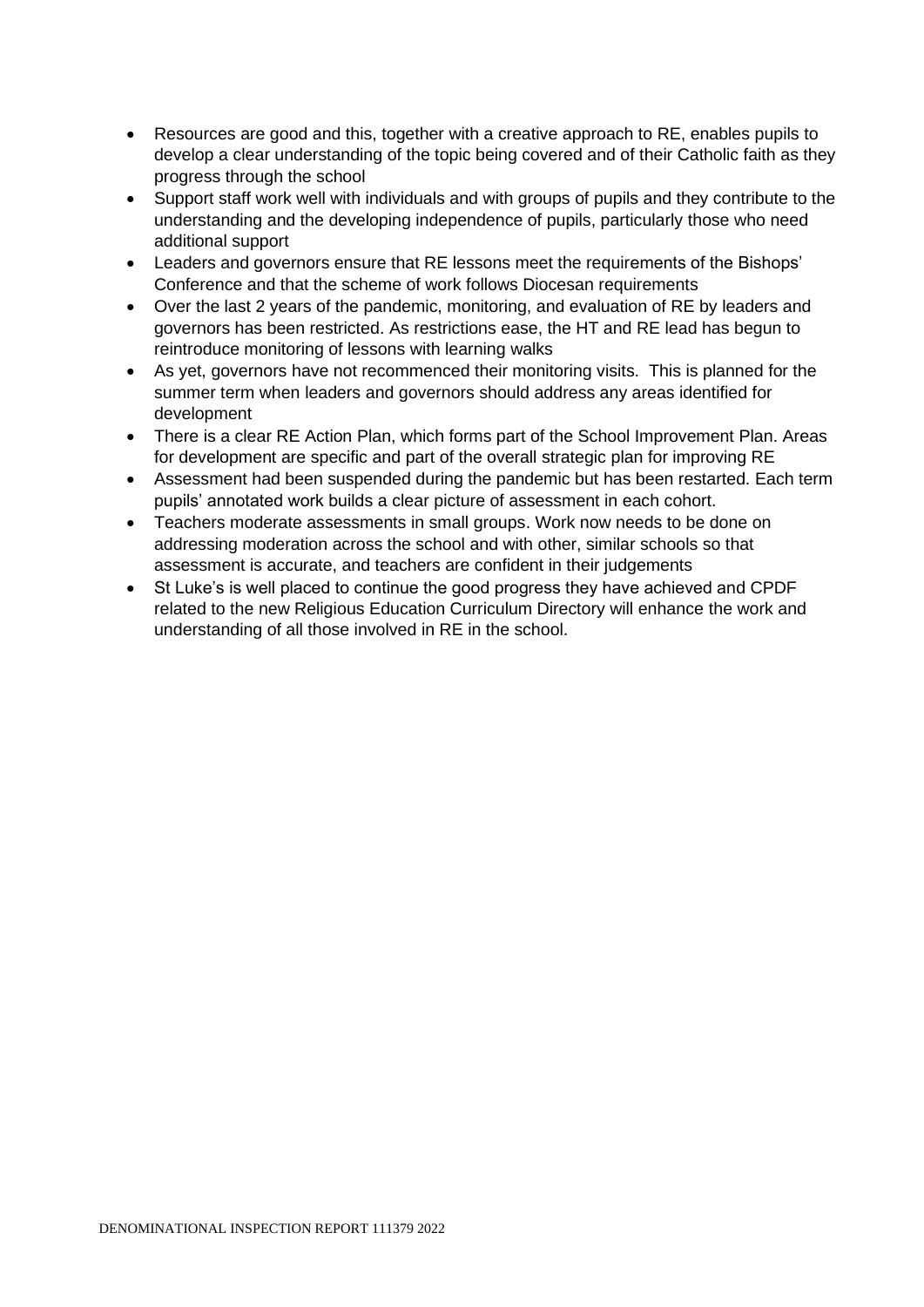- Resources are good and this, together with a creative approach to RE, enables pupils to develop a clear understanding of the topic being covered and of their Catholic faith as they progress through the school
- Support staff work well with individuals and with groups of pupils and they contribute to the understanding and the developing independence of pupils, particularly those who need additional support
- Leaders and governors ensure that RE lessons meet the requirements of the Bishops' Conference and that the scheme of work follows Diocesan requirements
- Over the last 2 years of the pandemic, monitoring, and evaluation of RE by leaders and governors has been restricted. As restrictions ease, the HT and RE lead has begun to reintroduce monitoring of lessons with learning walks
- As yet, governors have not recommenced their monitoring visits. This is planned for the summer term when leaders and governors should address any areas identified for development
- There is a clear RE Action Plan, which forms part of the School Improvement Plan. Areas for development are specific and part of the overall strategic plan for improving RE
- Assessment had been suspended during the pandemic but has been restarted. Each term pupils' annotated work builds a clear picture of assessment in each cohort.
- Teachers moderate assessments in small groups. Work now needs to be done on addressing moderation across the school and with other, similar schools so that assessment is accurate, and teachers are confident in their judgements
- St Luke's is well placed to continue the good progress they have achieved and CPDF related to the new Religious Education Curriculum Directory will enhance the work and understanding of all those involved in RE in the school.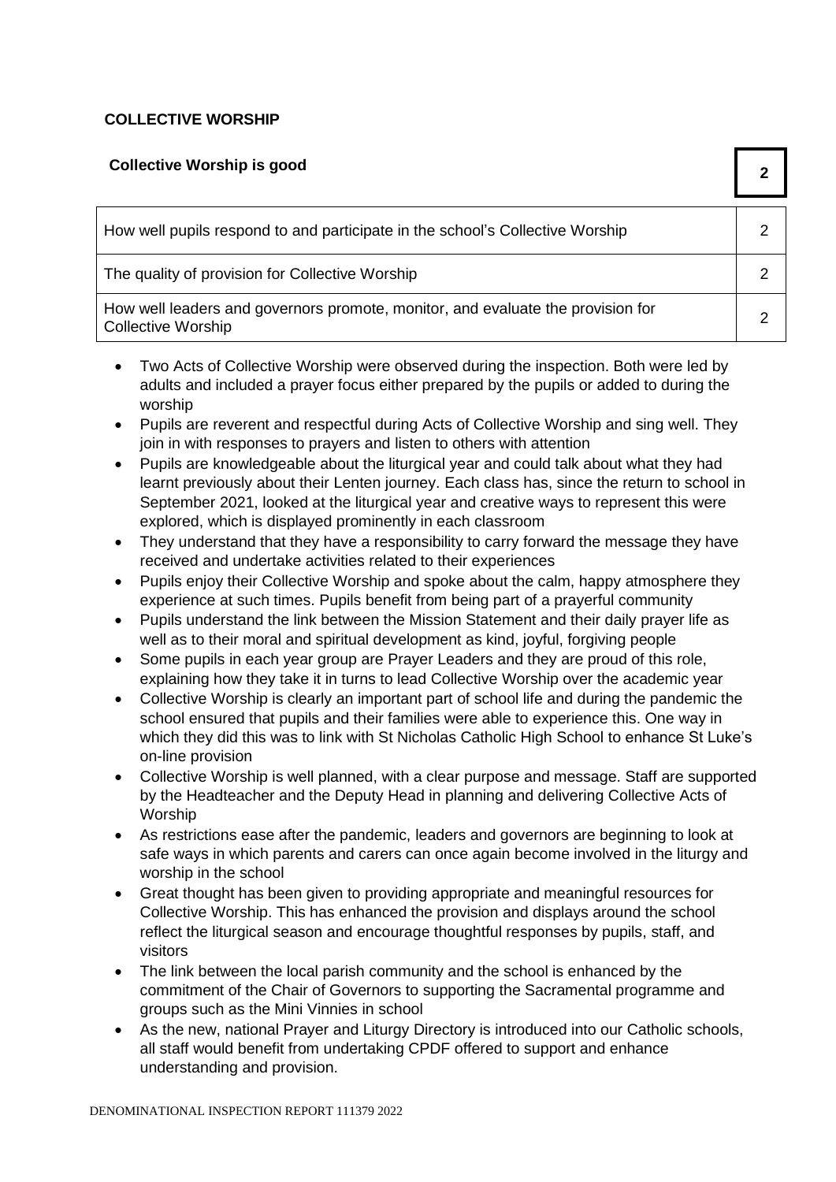## COLLECTIVE WORSHIP

| | |
|---|---|
| **Collective Worship is good** | **2** |

| | |
|---|---|
| How well pupils respond to and participate in the school's Collective Worship | 2 |
| The quality of provision for Collective Worship | 2 |
| How well leaders and governors promote, monitor, and evaluate the provision for Collective Worship | 2 |

- Two Acts of Collective Worship were observed during the inspection. Both were led by adults and included a prayer focus either prepared by the pupils or added to during the worship
- Pupils are reverent and respectful during Acts of Collective Worship and sing well. They join in with responses to prayers and listen to others with attention
- Pupils are knowledgeable about the liturgical year and could talk about what they had learnt previously about their Lenten journey. Each class has, since the return to school in September 2021, looked at the liturgical year and creative ways to represent this were explored, which is displayed prominently in each classroom
- They understand that they have a responsibility to carry forward the message they have received and undertake activities related to their experiences
- Pupils enjoy their Collective Worship and spoke about the calm, happy atmosphere they experience at such times. Pupils benefit from being part of a prayerful community
- Pupils understand the link between the Mission Statement and their daily prayer life as well as to their moral and spiritual development as kind, joyful, forgiving people
- Some pupils in each year group are Prayer Leaders and they are proud of this role, explaining how they take it in turns to lead Collective Worship over the academic year
- Collective Worship is clearly an important part of school life and during the pandemic the school ensured that pupils and their families were able to experience this. One way in which they did this was to link with St Nicholas Catholic High School to enhance St Luke's on-line provision
- Collective Worship is well planned, with a clear purpose and message. Staff are supported by the Headteacher and the Deputy Head in planning and delivering Collective Acts of Worship
- As restrictions ease after the pandemic, leaders and governors are beginning to look at safe ways in which parents and carers can once again become involved in the liturgy and worship in the school
- Great thought has been given to providing appropriate and meaningful resources for Collective Worship. This has enhanced the provision and displays around the school reflect the liturgical season and encourage thoughtful responses by pupils, staff, and visitors
- The link between the local parish community and the school is enhanced by the commitment of the Chair of Governors to supporting the Sacramental programme and groups such as the Mini Vinnies in school
- As the new, national Prayer and Liturgy Directory is introduced into our Catholic schools, all staff would benefit from undertaking CPDF offered to support and enhance understanding and provision.